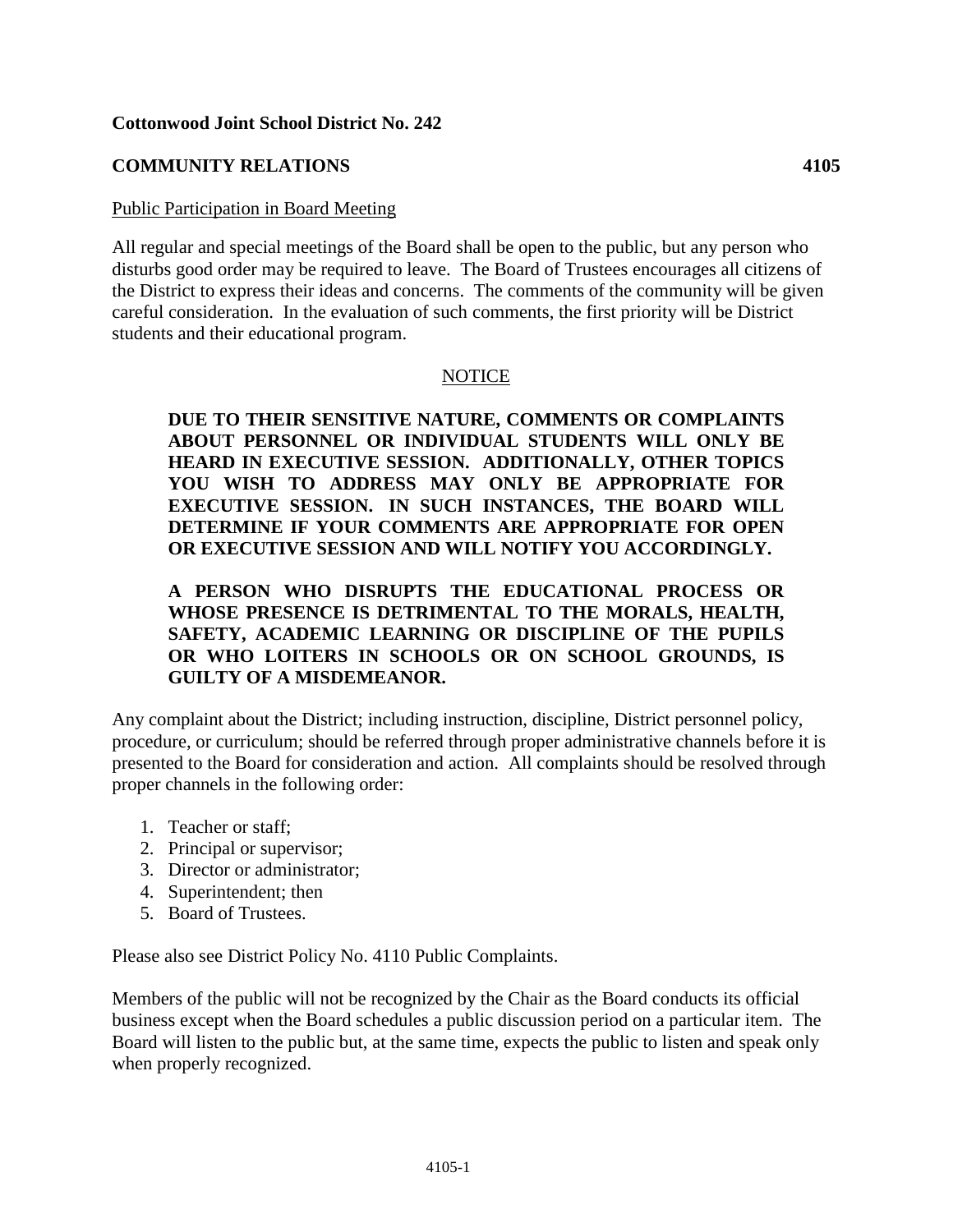**Cottonwood Joint School District No. 242**

**COMMUNITY RELATIONS** **4105**

Public Participation in Board Meeting

All regular and special meetings of the Board shall be open to the public, but any person who disturbs good order may be required to leave. The Board of Trustees encourages all citizens of the District to express their ideas and concerns. The comments of the community will be given careful consideration. In the evaluation of such comments, the first priority will be District students and their educational program.

NOTICE

**DUE TO THEIR SENSITIVE NATURE, COMMENTS OR COMPLAINTS ABOUT PERSONNEL OR INDIVIDUAL STUDENTS WILL ONLY BE HEARD IN EXECUTIVE SESSION. ADDITIONALLY, OTHER TOPICS YOU WISH TO ADDRESS MAY ONLY BE APPROPRIATE FOR EXECUTIVE SESSION. IN SUCH INSTANCES, THE BOARD WILL DETERMINE IF YOUR COMMENTS ARE APPROPRIATE FOR OPEN OR EXECUTIVE SESSION AND WILL NOTIFY YOU ACCORDINGLY.**

**A PERSON WHO DISRUPTS THE EDUCATIONAL PROCESS OR WHOSE PRESENCE IS DETRIMENTAL TO THE MORALS, HEALTH, SAFETY, ACADEMIC LEARNING OR DISCIPLINE OF THE PUPILS OR WHO LOITERS IN SCHOOLS OR ON SCHOOL GROUNDS, IS GUILTY OF A MISDEMEANOR.**

Any complaint about the District; including instruction, discipline, District personnel policy, procedure, or curriculum; should be referred through proper administrative channels before it is presented to the Board for consideration and action. All complaints should be resolved through proper channels in the following order:

1. Teacher or staff;
2. Principal or supervisor;
3. Director or administrator;
4. Superintendent; then
5. Board of Trustees.

Please also see District Policy No. 4110 Public Complaints.

Members of the public will not be recognized by the Chair as the Board conducts its official business except when the Board schedules a public discussion period on a particular item. The Board will listen to the public but, at the same time, expects the public to listen and speak only when properly recognized.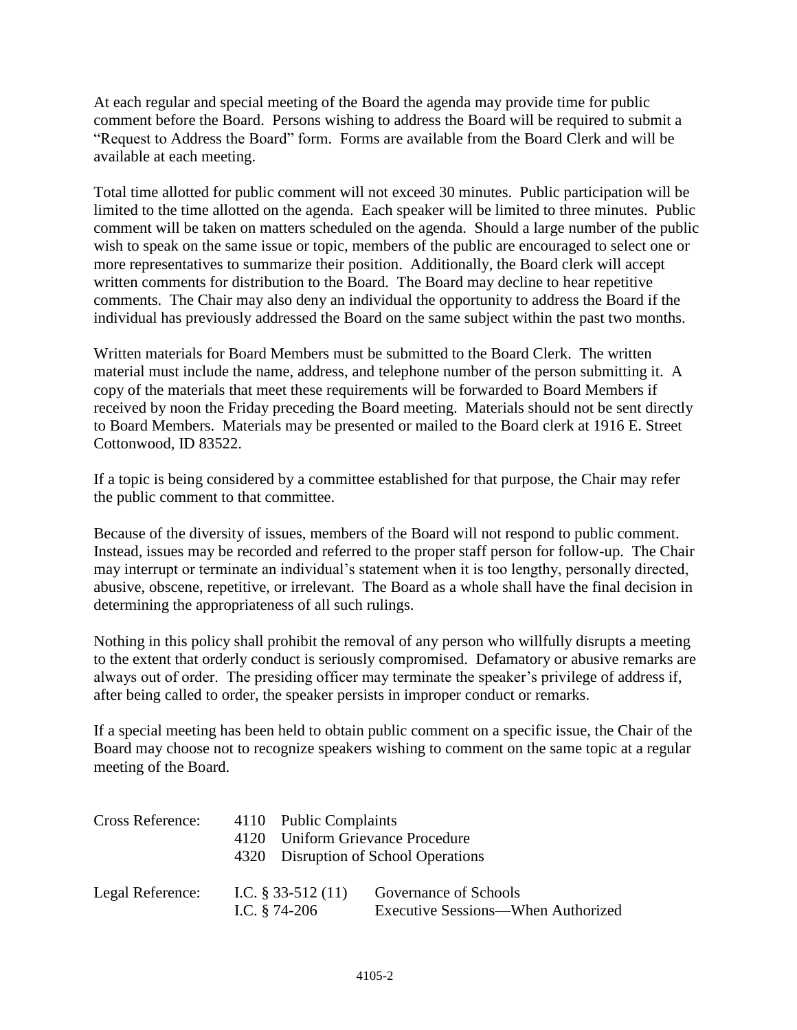At each regular and special meeting of the Board the agenda may provide time for public comment before the Board. Persons wishing to address the Board will be required to submit a "Request to Address the Board" form. Forms are available from the Board Clerk and will be available at each meeting.

Total time allotted for public comment will not exceed 30 minutes. Public participation will be limited to the time allotted on the agenda. Each speaker will be limited to three minutes. Public comment will be taken on matters scheduled on the agenda. Should a large number of the public wish to speak on the same issue or topic, members of the public are encouraged to select one or more representatives to summarize their position. Additionally, the Board clerk will accept written comments for distribution to the Board. The Board may decline to hear repetitive comments. The Chair may also deny an individual the opportunity to address the Board if the individual has previously addressed the Board on the same subject within the past two months.

Written materials for Board Members must be submitted to the Board Clerk. The written material must include the name, address, and telephone number of the person submitting it. A copy of the materials that meet these requirements will be forwarded to Board Members if received by noon the Friday preceding the Board meeting. Materials should not be sent directly to Board Members. Materials may be presented or mailed to the Board clerk at 1916 E. Street Cottonwood, ID 83522.

If a topic is being considered by a committee established for that purpose, the Chair may refer the public comment to that committee.

Because of the diversity of issues, members of the Board will not respond to public comment. Instead, issues may be recorded and referred to the proper staff person for follow-up. The Chair may interrupt or terminate an individual's statement when it is too lengthy, personally directed, abusive, obscene, repetitive, or irrelevant. The Board as a whole shall have the final decision in determining the appropriateness of all such rulings.

Nothing in this policy shall prohibit the removal of any person who willfully disrupts a meeting to the extent that orderly conduct is seriously compromised. Defamatory or abusive remarks are always out of order. The presiding officer may terminate the speaker's privilege of address if, after being called to order, the speaker persists in improper conduct or remarks.

If a special meeting has been held to obtain public comment on a specific issue, the Chair of the Board may choose not to recognize speakers wishing to comment on the same topic at a regular meeting of the Board.

Cross Reference:
- 4110 Public Complaints
- 4120 Uniform Grievance Procedure
- 4320 Disruption of School Operations

Legal Reference:
- I.C. § 33-512 (11) Governance of Schools
- I.C. § 74-206 Executive Sessions—When Authorized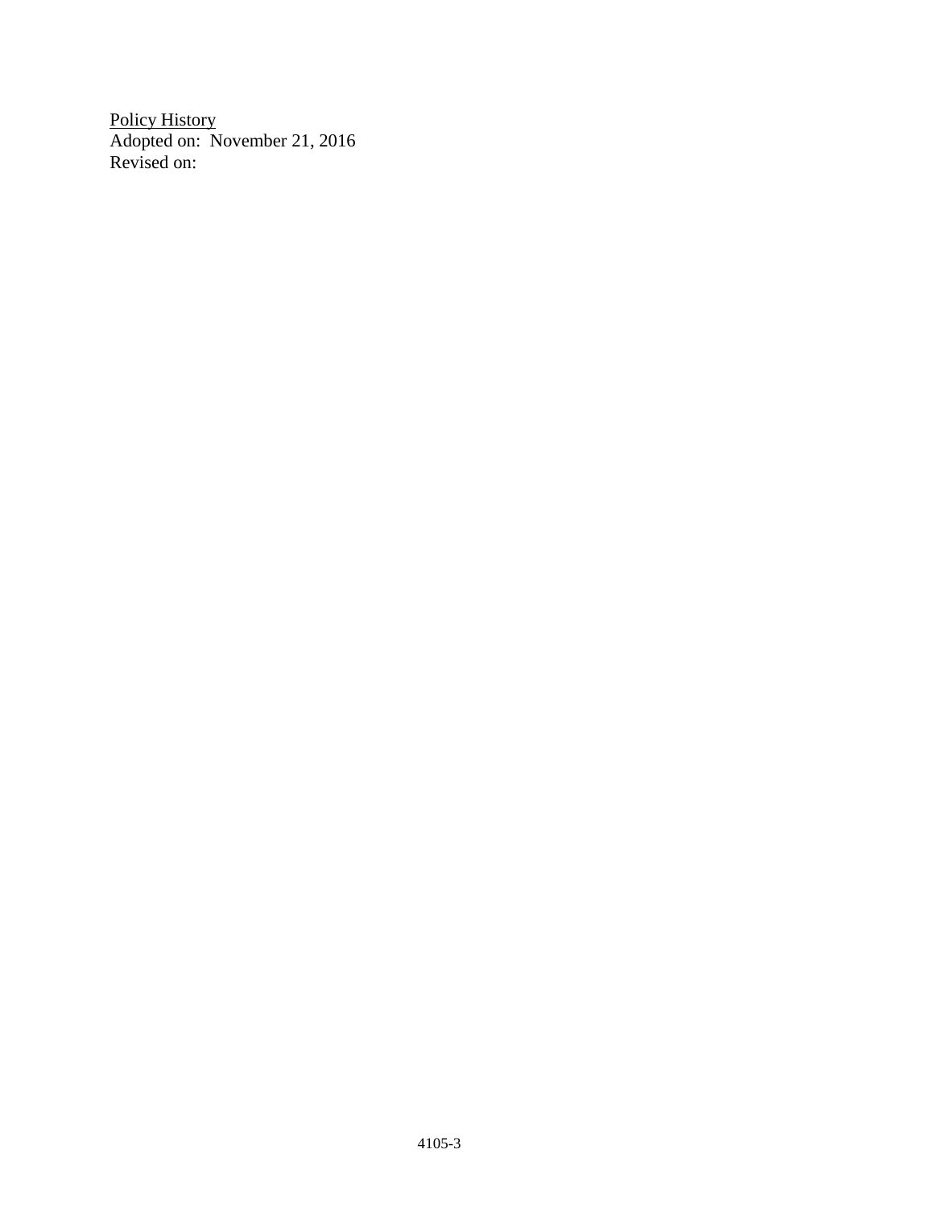<u>Policy History</u>
Adopted on: November 21, 2016
Revised on: